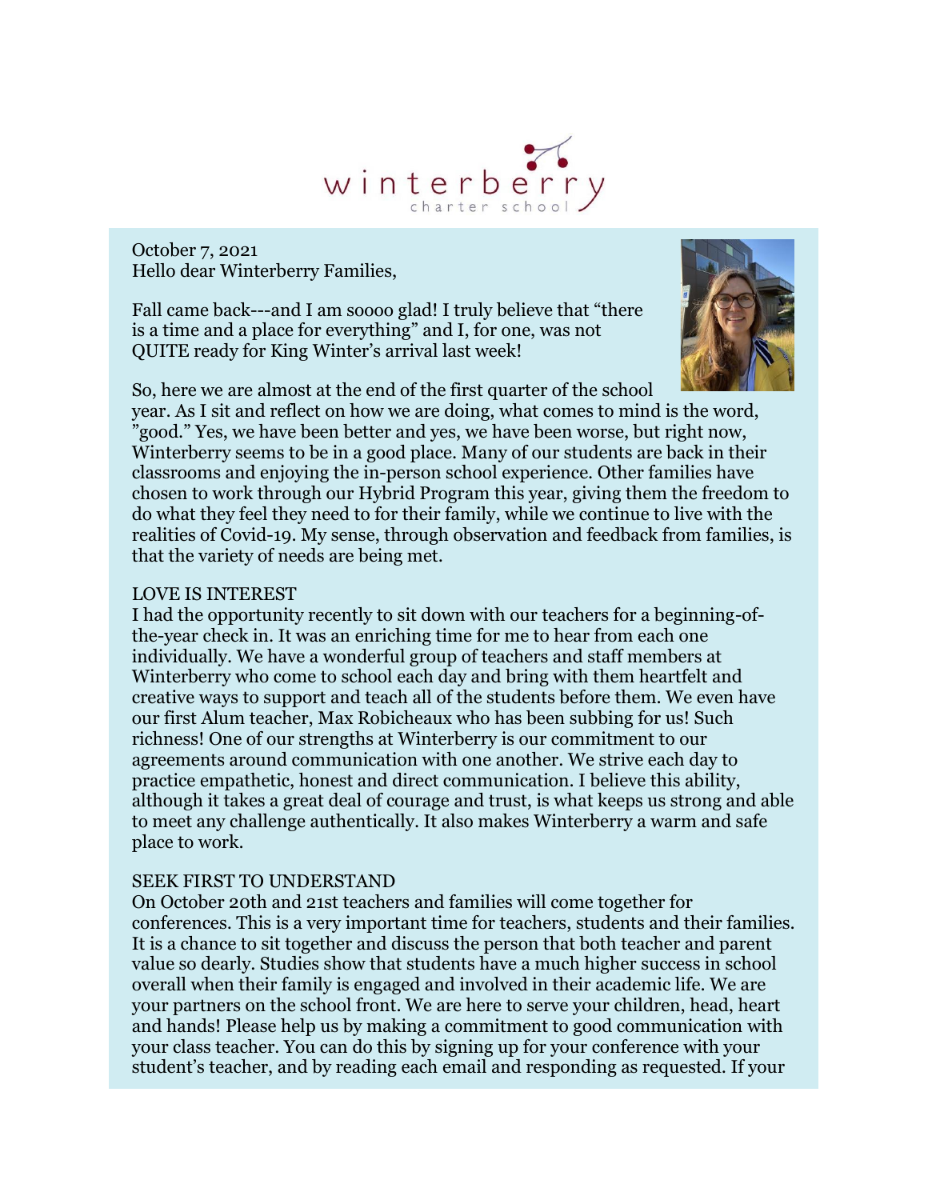winterberry charter school

October 7, 2021
Hello dear Winterberry Families,

Fall came back---and I am soooo glad! I truly believe that "there is a time and a place for everything" and I, for one, was not QUITE ready for King Winter's arrival last week!

So, here we are almost at the end of the first quarter of the school year. As I sit and reflect on how we are doing, what comes to mind is the word, "good." Yes, we have been better and yes, we have been worse, but right now, Winterberry seems to be in a good place. Many of our students are back in their classrooms and enjoying the in-person school experience. Other families have chosen to work through our Hybrid Program this year, giving them the freedom to do what they feel they need to for their family, while we continue to live with the realities of Covid-19. My sense, through observation and feedback from families, is that the variety of needs are being met.

## LOVE IS INTEREST

I had the opportunity recently to sit down with our teachers for a beginning-of-the-year check in. It was an enriching time for me to hear from each one individually. We have a wonderful group of teachers and staff members at Winterberry who come to school each day and bring with them heartfelt and creative ways to support and teach all of the students before them. We even have our first Alum teacher, Max Robicheaux who has been subbing for us! Such richness! One of our strengths at Winterberry is our commitment to our agreements around communication with one another. We strive each day to practice empathetic, honest and direct communication. I believe this ability, although it takes a great deal of courage and trust, is what keeps us strong and able to meet any challenge authentically. It also makes Winterberry a warm and safe place to work.

## SEEK FIRST TO UNDERSTAND

On October 20th and 21st teachers and families will come together for conferences. This is a very important time for teachers, students and their families. It is a chance to sit together and discuss the person that both teacher and parent value so dearly. Studies show that students have a much higher success in school overall when their family is engaged and involved in their academic life. We are your partners on the school front. We are here to serve your children, head, heart and hands! Please help us by making a commitment to good communication with your class teacher. You can do this by signing up for your conference with your student's teacher, and by reading each email and responding as requested. If your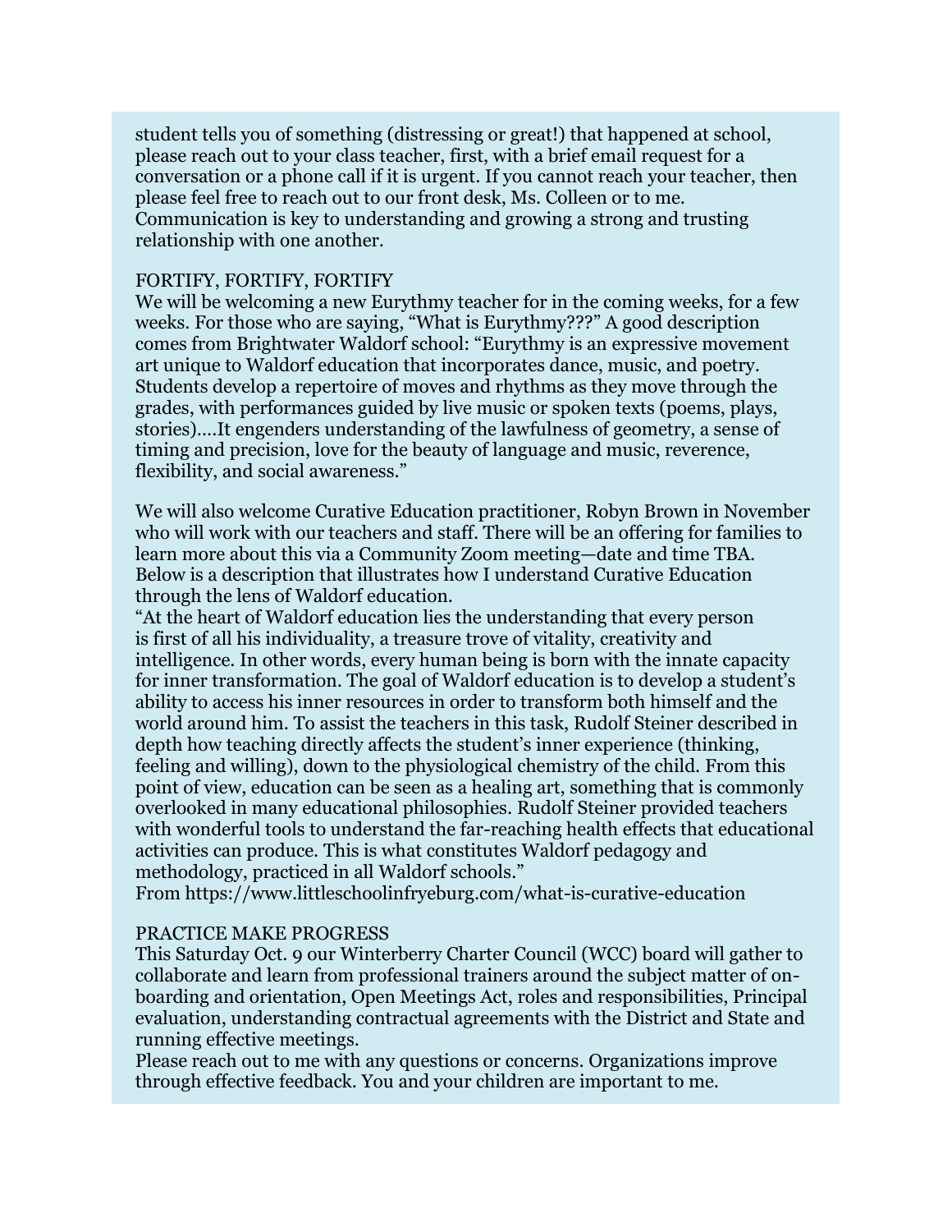student tells you of something (distressing or great!) that happened at school, please reach out to your class teacher, first, with a brief email request for a conversation or a phone call if it is urgent. If you cannot reach your teacher, then please feel free to reach out to our front desk, Ms. Colleen or to me. Communication is key to understanding and growing a strong and trusting relationship with one another.

FORTIFY, FORTIFY, FORTIFY

We will be welcoming a new Eurythmy teacher for in the coming weeks, for a few weeks. For those who are saying, "What is Eurythmy???" A good description comes from Brightwater Waldorf school: "Eurythmy is an expressive movement art unique to Waldorf education that incorporates dance, music, and poetry. Students develop a repertoire of moves and rhythms as they move through the grades, with performances guided by live music or spoken texts (poems, plays, stories)….It engenders understanding of the lawfulness of geometry, a sense of timing and precision, love for the beauty of language and music, reverence, flexibility, and social awareness."

We will also welcome Curative Education practitioner, Robyn Brown in November who will work with our teachers and staff. There will be an offering for families to learn more about this via a Community Zoom meeting—date and time TBA. Below is a description that illustrates how I understand Curative Education through the lens of Waldorf education.

"At the heart of Waldorf education lies the understanding that every person is first of all his individuality, a treasure trove of vitality, creativity and intelligence. In other words, every human being is born with the innate capacity for inner transformation. The goal of Waldorf education is to develop a student's ability to access his inner resources in order to transform both himself and the world around him. To assist the teachers in this task, Rudolf Steiner described in depth how teaching directly affects the student's inner experience (thinking, feeling and willing), down to the physiological chemistry of the child. From this point of view, education can be seen as a healing art, something that is commonly overlooked in many educational philosophies. Rudolf Steiner provided teachers with wonderful tools to understand the far-reaching health effects that educational activities can produce. This is what constitutes Waldorf pedagogy and methodology, practiced in all Waldorf schools."

From https://www.littleschoolinfryeburg.com/what-is-curative-education

PRACTICE MAKE PROGRESS

This Saturday Oct. 9 our Winterberry Charter Council (WCC) board will gather to collaborate and learn from professional trainers around the subject matter of on-boarding and orientation, Open Meetings Act, roles and responsibilities, Principal evaluation, understanding contractual agreements with the District and State and running effective meetings.

Please reach out to me with any questions or concerns. Organizations improve through effective feedback. You and your children are important to me.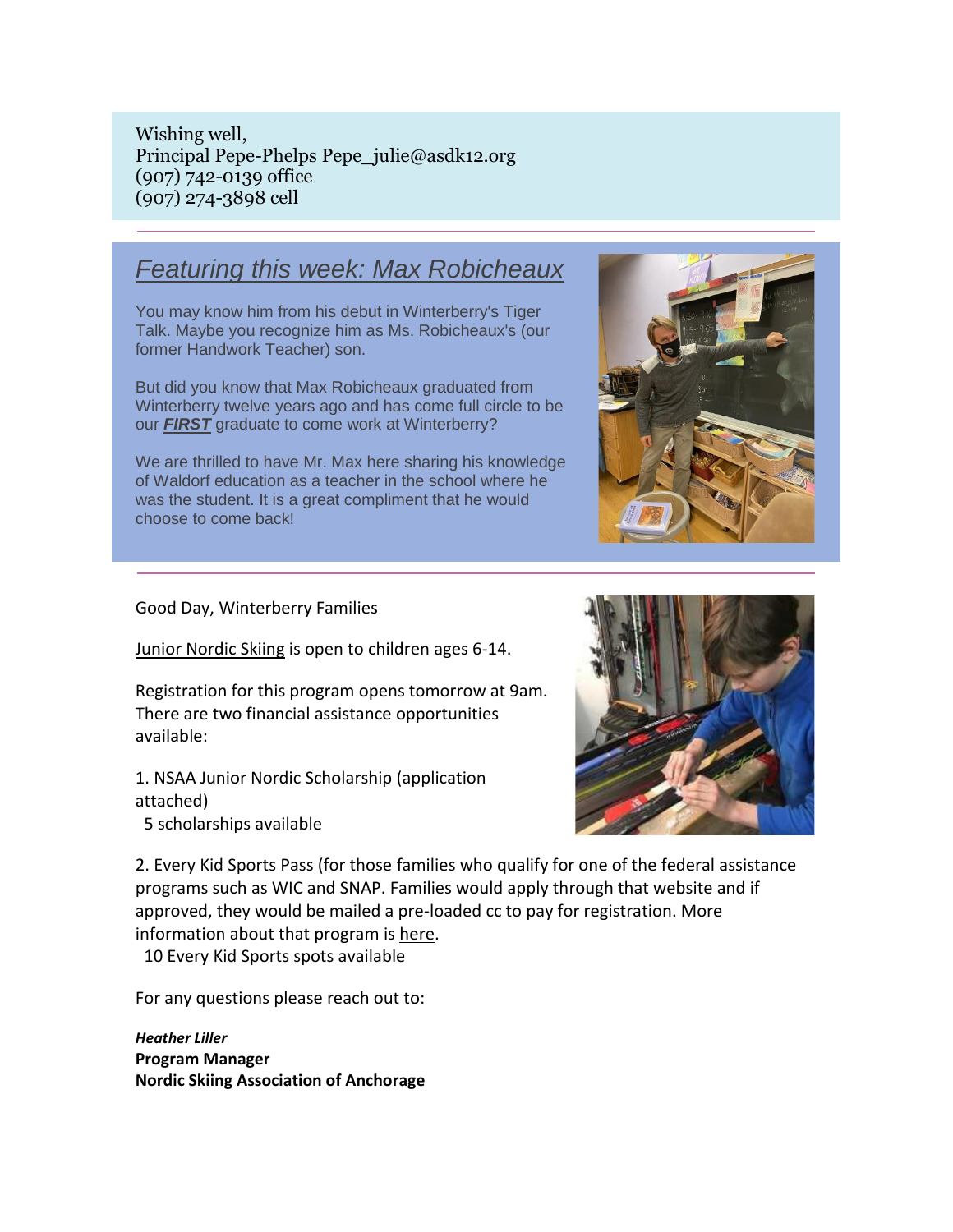Wishing well,
Principal Pepe-Phelps Pepe_julie@asdk12.org
(907) 742-0139 office
(907) 274-3898 cell

---

## *Featuring this week: Max Robicheaux*

You may know him from his debut in Winterberry's Tiger Talk. Maybe you recognize him as Ms. Robicheaux's (our former Handwork Teacher) son.

But did you know that Max Robicheaux graduated from Winterberry twelve years ago and has come full circle to be our ***FIRST*** graduate to come work at Winterberry?

We are thrilled to have Mr. Max here sharing his knowledge of Waldorf education as a teacher in the school where he was the student. It is a great compliment that he would choose to come back!

---

Good Day, Winterberry Families

Junior Nordic Skiing is open to children ages 6-14.

Registration for this program opens tomorrow at 9am. There are two financial assistance opportunities available:

1. NSAA Junior Nordic Scholarship (application attached)
   5 scholarships available

2. Every Kid Sports Pass (for those families who qualify for one of the federal assistance programs such as WIC and SNAP. Families would apply through that website and if approved, they would be mailed a pre-loaded cc to pay for registration. More information about that program is here.
   10 Every Kid Sports spots available

For any questions please reach out to:

***Heather Liller***
**Program Manager**
**Nordic Skiing Association of Anchorage**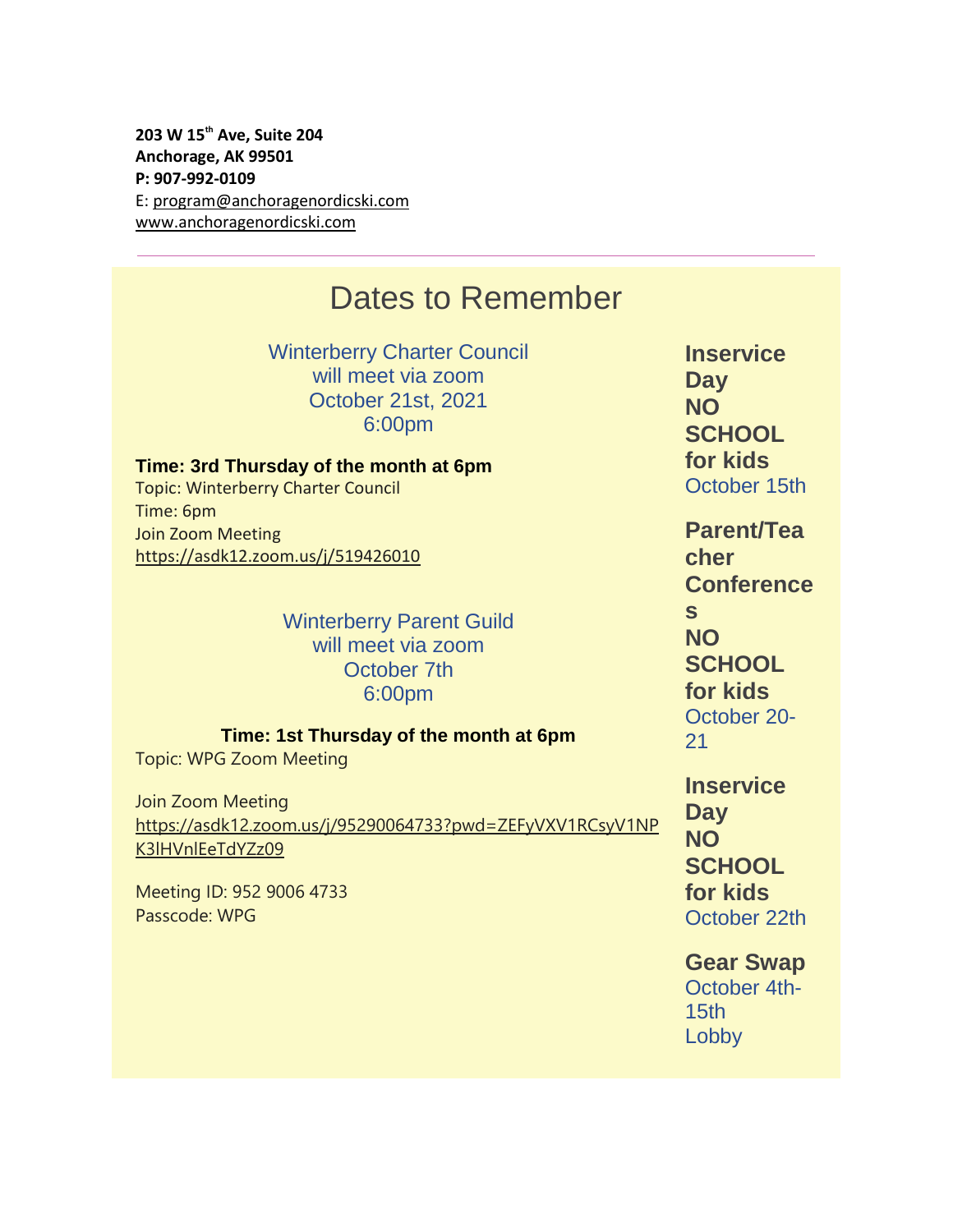**203 W 15th Ave, Suite 204**
**Anchorage, AK 99501**
**P: 907-992-0109**
E: program@anchoragenordicski.com
www.anchoragenordicski.com

---

# Dates to Remember

Winterberry Charter Council
will meet via zoom
October 21st, 2021
6:00pm

**Time: 3rd Thursday of the month at 6pm**
Topic: Winterberry Charter Council
Time: 6pm
Join Zoom Meeting
https://asdk12.zoom.us/j/519426010

Winterberry Parent Guild
will meet via zoom
October 7th
6:00pm

**Time: 1st Thursday of the month at 6pm**
Topic: WPG Zoom Meeting

Join Zoom Meeting
https://asdk12.zoom.us/j/95290064733?pwd=ZEFyVXV1RCsyV1NPK3lHVnlEeTdYZz09

Meeting ID: 952 9006 4733
Passcode: WPG

**Inservice Day**
**NO SCHOOL for kids**
October 15th

**Parent/Teacher Conferences**
**NO SCHOOL for kids**
October 20-21

**Inservice Day**
**NO SCHOOL for kids**
October 22th

**Gear Swap**
October 4th-15th
Lobby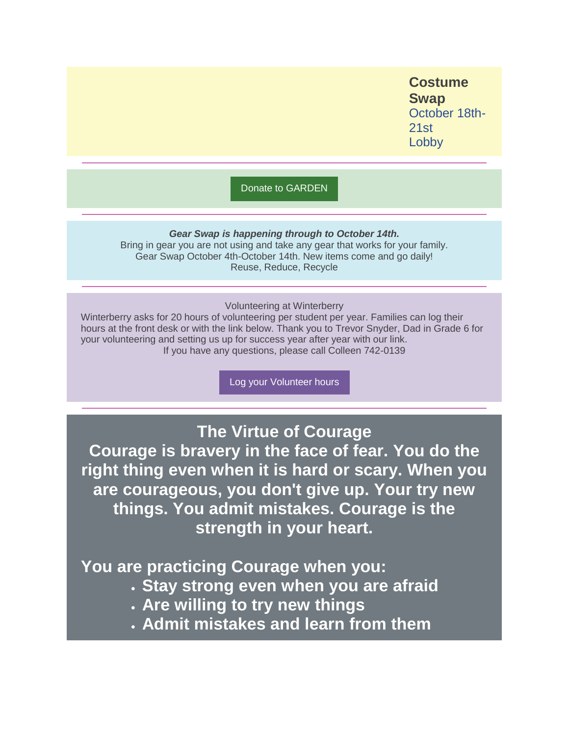**Costume Swap**
October 18th-21st
Lobby

---

Donate to GARDEN

---

***Gear Swap is happening through to October 14th.***
Bring in gear you are not using and take any gear that works for your family.
Gear Swap October 4th-October 14th. New items come and go daily!
Reuse, Reduce, Recycle

---

Volunteering at Winterberry

Winterberry asks for 20 hours of volunteering per student per year. Families can log their hours at the front desk or with the link below. Thank you to Trevor Snyder, Dad in Grade 6 for your volunteering and setting us up for success year after year with our link.
If you have any questions, please call Colleen 742-0139

Log your Volunteer hours

---

## The Virtue of Courage

**Courage is bravery in the face of fear. You do the right thing even when it is hard or scary. When you are courageous, you don't give up. Your try new things. You admit mistakes. Courage is the strength in your heart.**

**You are practicing Courage when you:**

- **Stay strong even when you are afraid**
- **Are willing to try new things**
- **Admit mistakes and learn from them**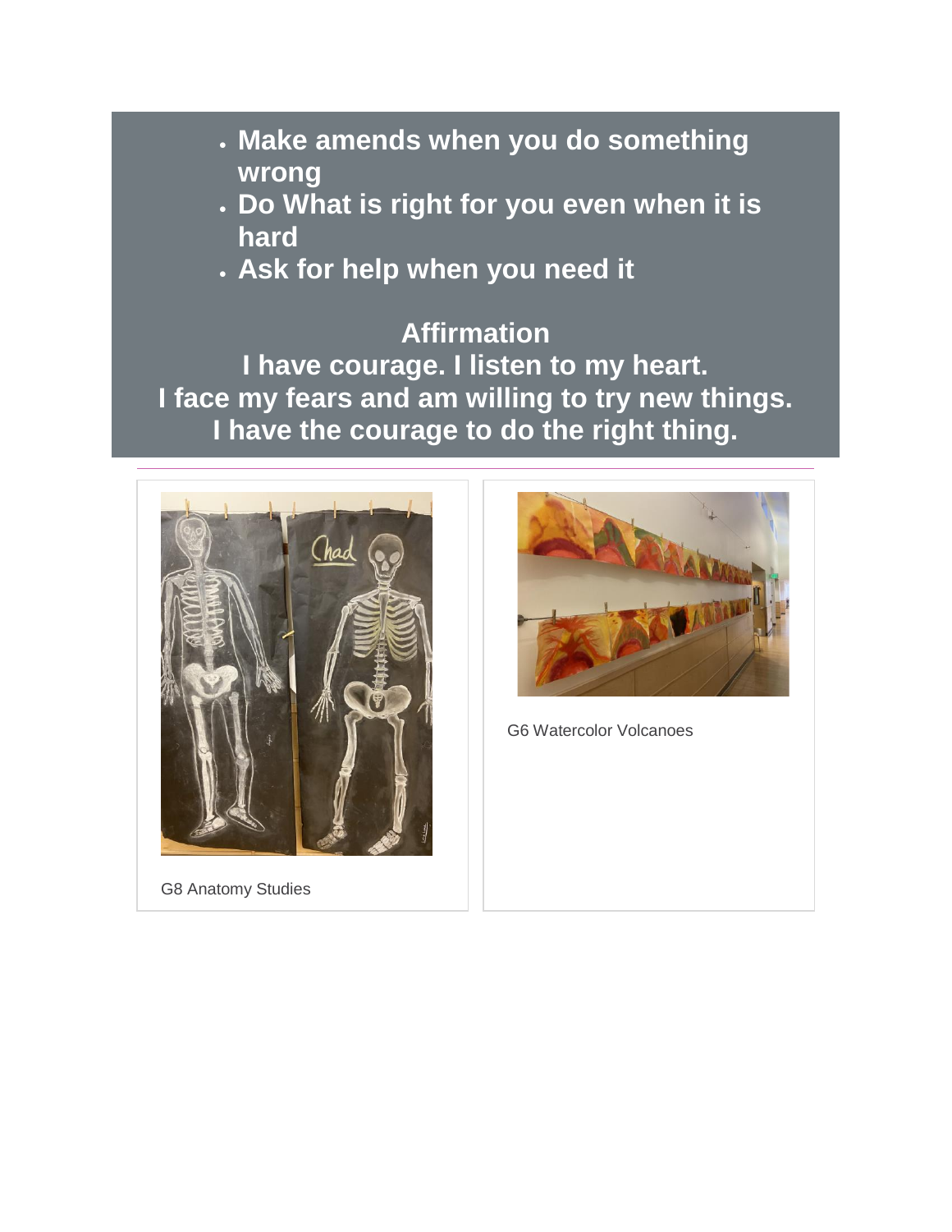- **Make amends when you do something wrong**
- **Do What is right for you even when it is hard**
- **Ask for help when you need it**

**Affirmation**

**I have courage. I listen to my heart.**
**I face my fears and am willing to try new things.**
**I have the courage to do the right thing.**

---

G8 Anatomy Studies

G6 Watercolor Volcanoes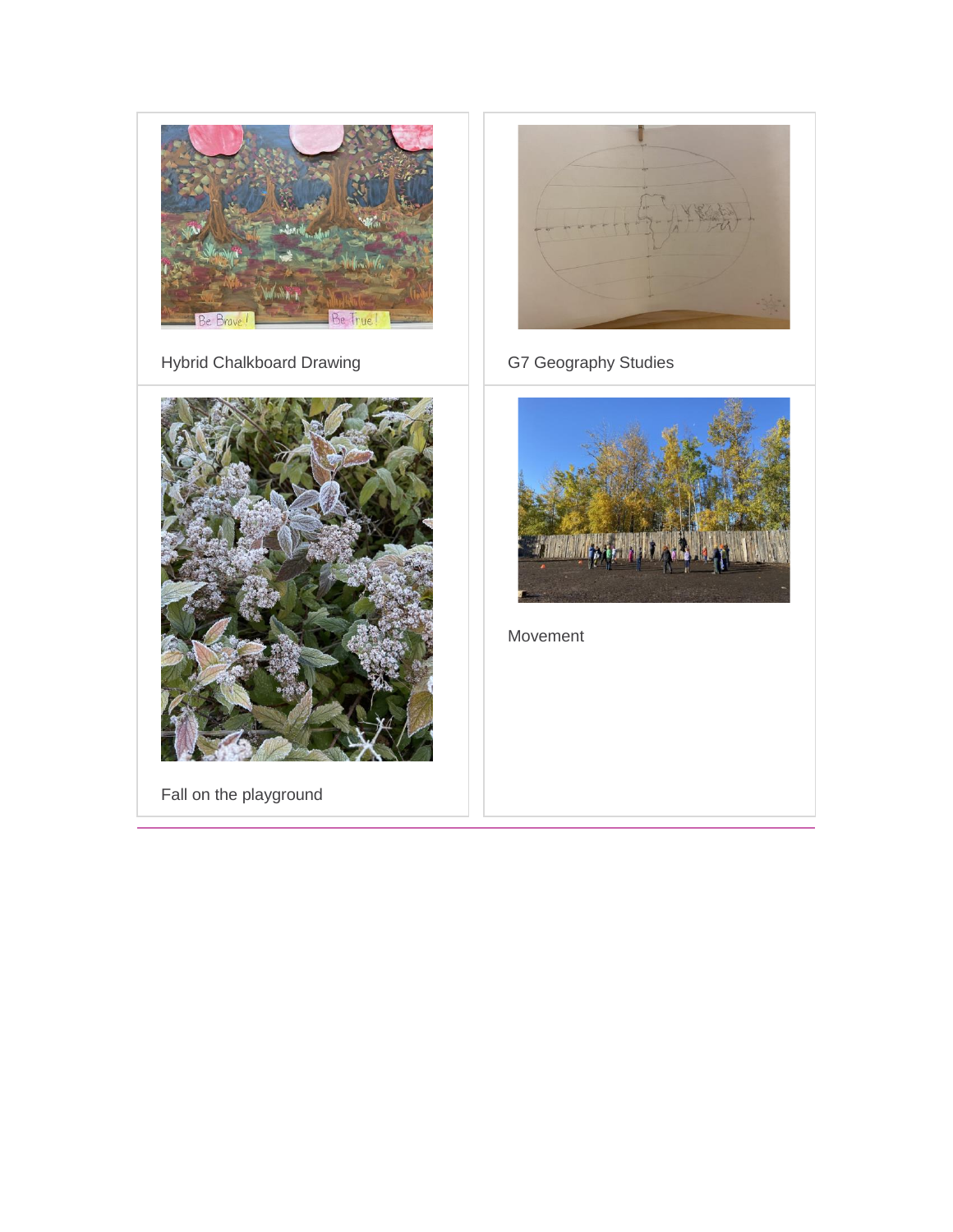Hybrid Chalkboard Drawing

G7 Geography Studies

Fall on the playground

Movement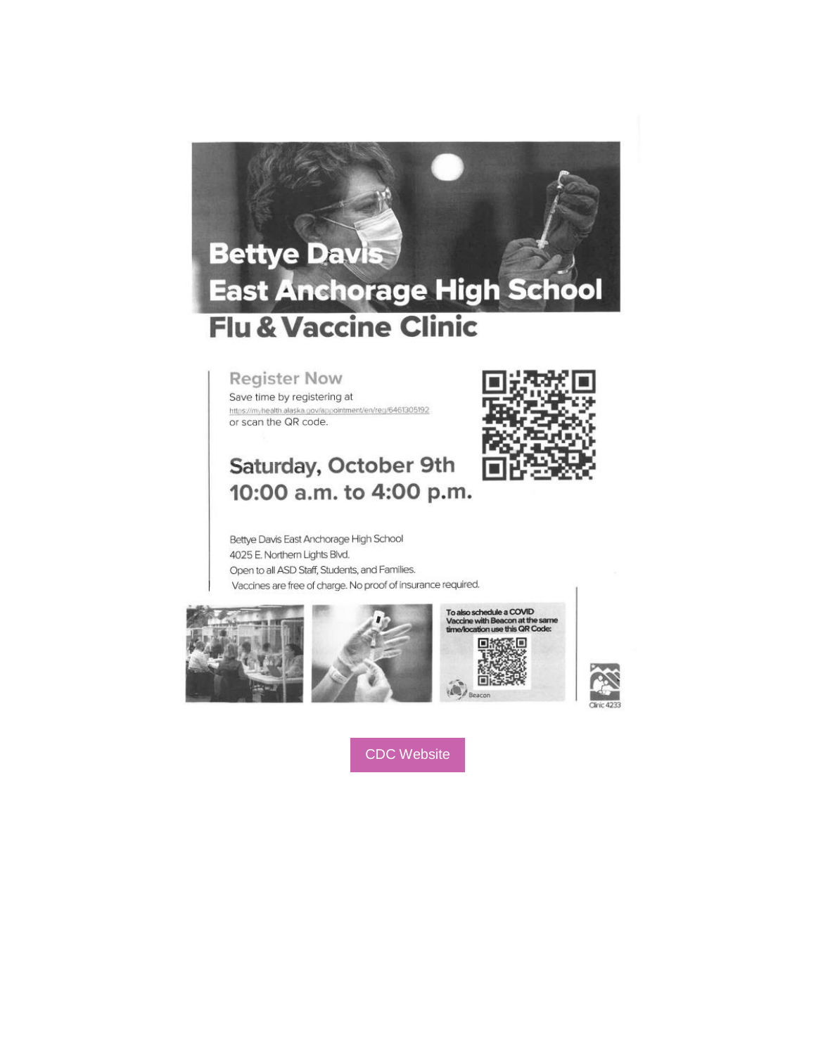# Bettye Davis East Anchorage High School Flu & Vaccine Clinic

## Register Now

Save time by registering at https://myhealth.alaska.gov/appointment/en/reg/6461305192 or scan the QR code.

## Saturday, October 9th 10:00 a.m. to 4:00 p.m.

Bettye Davis East Anchorage High School
4025 E. Northern Lights Blvd.
Open to all ASD Staff, Students, and Families.
Vaccines are free of charge. No proof of insurance required.

To also schedule a COVID Vaccine with Beacon at the same time/location use this QR Code:

Beacon

Clinic 4233

CDC Website